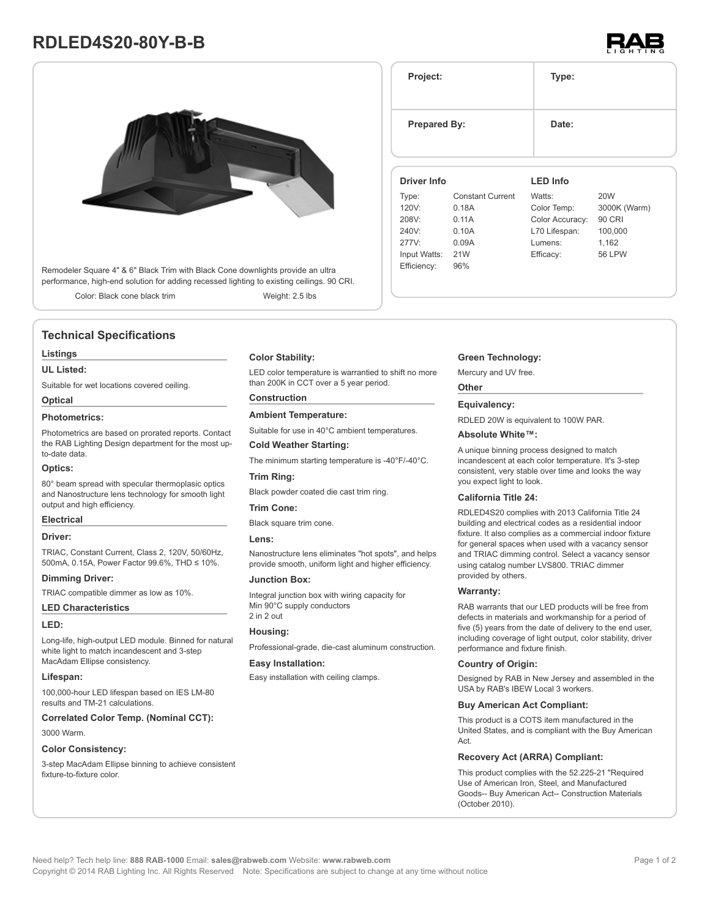# RDLED4S20-80Y-B-B

Remodeler Square 4" & 6" Black Trim with Black Cone downlights provide an ultra performance, high-end solution for adding recessed lighting to existing ceilings. 90 CRI.

Color: Black cone black trim

Weight: 2.5 lbs

| Project: | Type: |
|---|---|
| Prepared By: | Date: |

**Driver Info**

| | |
|---|---|
| Type: | Constant Current |
| 120V: | 0.18A |
| 208V: | 0.11A |
| 240V: | 0.10A |
| 277V: | 0.09A |
| Input Watts: | 21W |
| Efficiency: | 96% |

**LED Info**

| | |
|---|---|
| Watts: | 20W |
| Color Temp: | 3000K (Warm) |
| Color Accuracy: | 90 CRI |
| L70 Lifespan: | 100,000 |
| Lumens: | 1,162 |
| Efficacy: | 56 LPW |

## Technical Specifications

### Listings

**UL Listed:**

Suitable for wet locations covered ceiling.

### Optical

**Photometrics:**

Photometrics are based on prorated reports. Contact the RAB Lighting Design department for the most up-to-date data.

**Optics:**

80° beam spread with specular thermoplasic optics and Nanostructure lens technology for smooth light output and high efficiency.

### Electrical

**Driver:**

TRIAC, Constant Current, Class 2, 120V, 50/60Hz, 500mA, 0.15A, Power Factor 99.6%, THD ≤ 10%.

**Dimming Driver:**

TRIAC compatible dimmer as low as 10%.

### LED Characteristics

**LED:**

Long-life, high-output LED module. Binned for natural white light to match incandescent and 3-step MacAdam Ellipse consistency.

**Lifespan:**

100,000-hour LED lifespan based on IES LM-80 results and TM-21 calculations.

**Correlated Color Temp. (Nominal CCT):**

3000 Warm.

**Color Consistency:**

3-step MacAdam Ellipse binning to achieve consistent fixture-to-fixture color.

**Color Stability:**

LED color temperature is warrantied to shift no more than 200K in CCT over a 5 year period.

### Construction

**Ambient Temperature:**

Suitable for use in 40°C ambient temperatures.

**Cold Weather Starting:**

The minimum starting temperature is -40°F/-40°C.

**Trim Ring:**

Black powder coated die cast trim ring.

**Trim Cone:**

Black square trim cone.

**Lens:**

Nanostructure lens eliminates "hot spots", and helps provide smooth, uniform light and higher efficiency.

**Junction Box:**

Integral junction box with wiring capacity for
Min 90°C supply conductors
2 in 2 out

**Housing:**

Professional-grade, die-cast aluminum construction.

**Easy Installation:**

Easy installation with ceiling clamps.

**Green Technology:**

Mercury and UV free.

### Other

**Equivalency:**

RDLED 20W is equivalent to 100W PAR.

**Absolute White™:**

A unique binning process designed to match incandescent at each color temperature. It's 3-step consistent, very stable over time and looks the way you expect light to look.

**California Title 24:**

RDLED4S20 complies with 2013 California Title 24 building and electrical codes as a residential indoor fixture. It also complies as a commercial indoor fixture for general spaces when used with a vacancy sensor and TRIAC dimming control. Select a vacancy sensor using catalog number LVS800. TRIAC dimmer provided by others.

**Warranty:**

RAB warrants that our LED products will be free from defects in materials and workmanship for a period of five (5) years from the date of delivery to the end user, including coverage of light output, color stability, driver performance and fixture finish.

**Country of Origin:**

Designed by RAB in New Jersey and assembled in the USA by RAB's IBEW Local 3 workers.

**Buy American Act Compliant:**

This product is a COTS item manufactured in the United States, and is compliant with the Buy American Act.

**Recovery Act (ARRA) Compliant:**

This product complies with the 52.225-21 "Required Use of American Iron, Steel, and Manufactured Goods-- Buy American Act-- Construction Materials (October 2010).

Need help? Tech help line: **888 RAB-1000** Email: **sales@rabweb.com** Website: **www.rabweb.com**
Copyright © 2014 RAB Lighting Inc. All Rights Reserved Note: Specifications are subject to change at any time without notice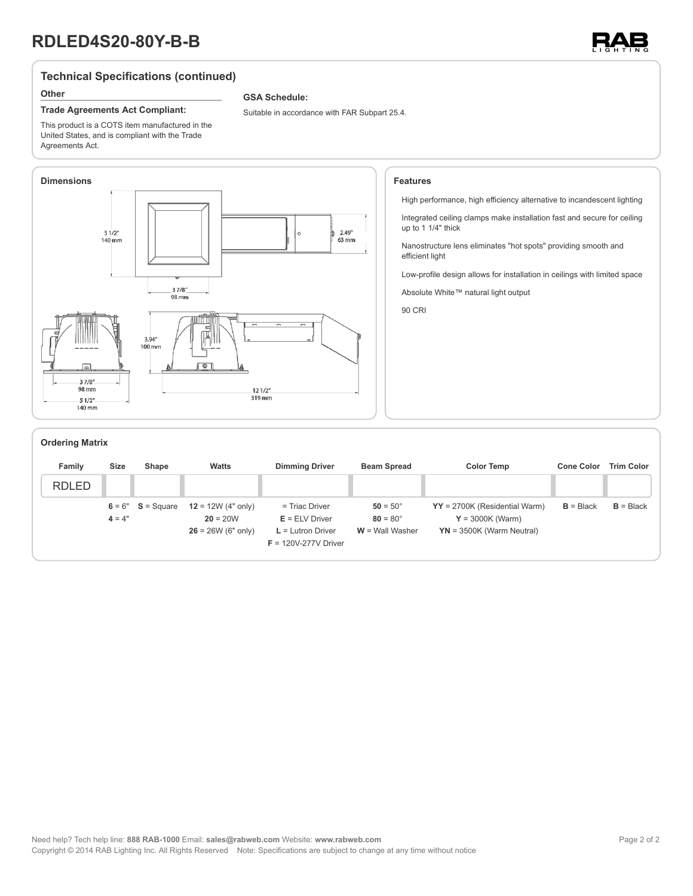# RDLED4S20-80Y-B-B

## Technical Specifications (continued)

### Other

**Trade Agreements Act Compliant:**

This product is a COTS item manufactured in the United States, and is compliant with the Trade Agreements Act.

**GSA Schedule:**

Suitable in accordance with FAR Subpart 25.4.

## Dimensions

5 1/2"
140 mm

2.49"
63 mm

3 7/8"
98 mm

3.94"
100 mm

3 7/8"
98 mm

5 1/2"
140 mm

12 1/2"
319 mm

## Features

High performance, high efficiency alternative to incandescent lighting

Integrated ceiling clamps make installation fast and secure for ceiling up to 1 1/4" thick

Nanostructure lens eliminates "hot spots" providing smooth and efficient light

Low-profile design allows for installation in ceilings with limited space

Absolute White™ natural light output

90 CRI

## Ordering Matrix

| Family | Size | Shape | Watts | Dimming Driver | Beam Spread | Color Temp | Cone Color | Trim Color |
|---|---|---|---|---|---|---|---|---|
| RDLED | | | | | | | | |
| | **6** = 6" | **S** = Square | **12** = 12W (4" only) | = Triac Driver | **50** = 50° | **YY** = 2700K (Residential Warm) | **B** = Black | **B** = Black |
| | **4** = 4" | | **20** = 20W | **E** = ELV Driver | **80** = 80° | **Y** = 3000K (Warm) | | |
| | | | **26** = 26W (6" only) | **L** = Lutron Driver | **W** = Wall Washer | **YN** = 3500K (Warm Neutral) | | |
| | | | | **F** = 120V-277V Driver | | | | |

Need help? Tech help line: **888 RAB-1000** Email: **sales@rabweb.com** Website: **www.rabweb.com**
Copyright © 2014 RAB Lighting Inc. All Rights Reserved Note: Specifications are subject to change at any time without notice